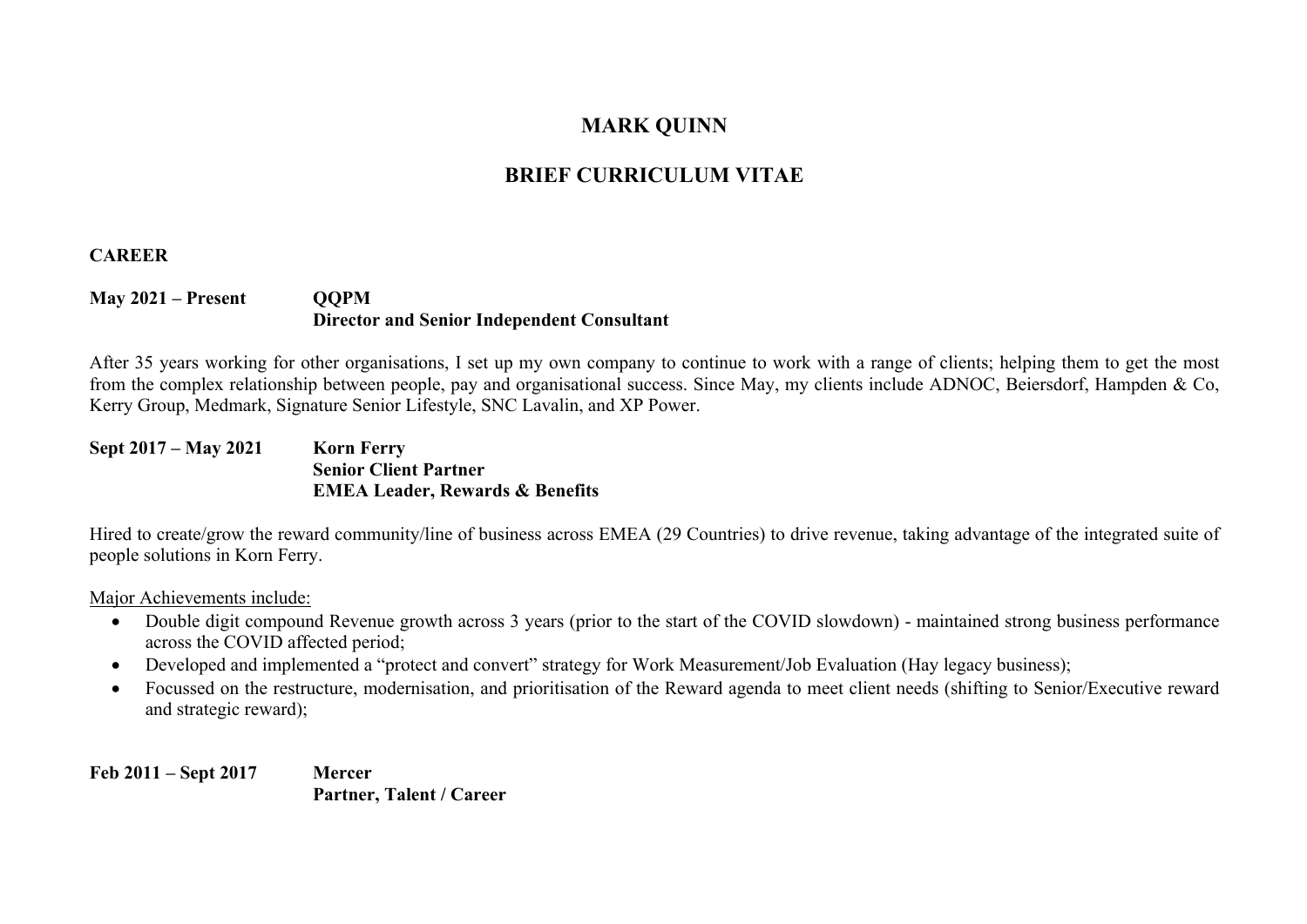# MARK QUINN

# BRIEF CURRICULUM VITAE

## CAREER

**May 2021 – Present** **QQPM**
**Director and Senior Independent Consultant**

After 35 years working for other organisations, I set up my own company to continue to work with a range of clients; helping them to get the most from the complex relationship between people, pay and organisational success. Since May, my clients include ADNOC, Beiersdorf, Hampden & Co, Kerry Group, Medmark, Signature Senior Lifestyle, SNC Lavalin, and XP Power.

**Sept 2017 – May 2021** **Korn Ferry**
**Senior Client Partner**
**EMEA Leader, Rewards & Benefits**

Hired to create/grow the reward community/line of business across EMEA (29 Countries) to drive revenue, taking advantage of the integrated suite of people solutions in Korn Ferry.

Major Achievements include:

- Double digit compound Revenue growth across 3 years (prior to the start of the COVID slowdown) - maintained strong business performance across the COVID affected period;
- Developed and implemented a "protect and convert" strategy for Work Measurement/Job Evaluation (Hay legacy business);
- Focussed on the restructure, modernisation, and prioritisation of the Reward agenda to meet client needs (shifting to Senior/Executive reward and strategic reward);

**Feb 2011 – Sept 2017** **Mercer**
**Partner, Talent / Career**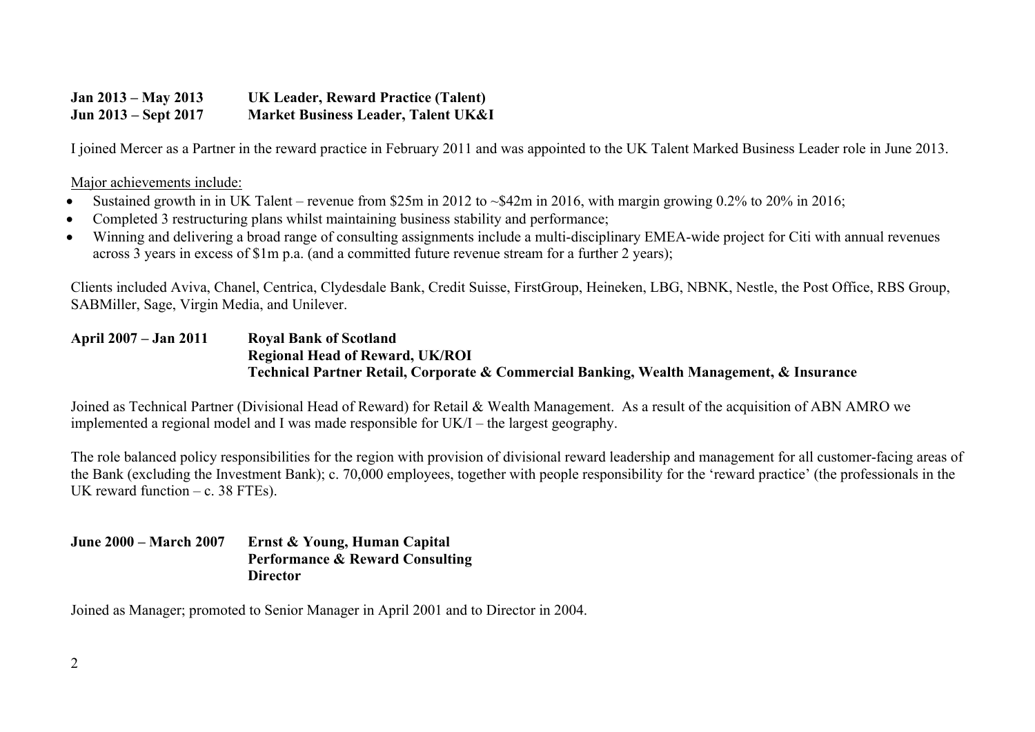**Jan 2013 – May 2013 UK Leader, Reward Practice (Talent)**
**Jun 2013 – Sept 2017 Market Business Leader, Talent UK&I**

I joined Mercer as a Partner in the reward practice in February 2011 and was appointed to the UK Talent Marked Business Leader role in June 2013.

Major achievements include:

- Sustained growth in in UK Talent – revenue from $25m in 2012 to ~$42m in 2016, with margin growing 0.2% to 20% in 2016;
- Completed 3 restructuring plans whilst maintaining business stability and performance;
- Winning and delivering a broad range of consulting assignments include a multi-disciplinary EMEA-wide project for Citi with annual revenues across 3 years in excess of $1m p.a. (and a committed future revenue stream for a further 2 years);

Clients included Aviva, Chanel, Centrica, Clydesdale Bank, Credit Suisse, FirstGroup, Heineken, LBG, NBNK, Nestle, the Post Office, RBS Group, SABMiller, Sage, Virgin Media, and Unilever.

**April 2007 – Jan 2011 Royal Bank of Scotland**
**Regional Head of Reward, UK/ROI**
**Technical Partner Retail, Corporate & Commercial Banking, Wealth Management, & Insurance**

Joined as Technical Partner (Divisional Head of Reward) for Retail & Wealth Management. As a result of the acquisition of ABN AMRO we implemented a regional model and I was made responsible for UK/I – the largest geography.

The role balanced policy responsibilities for the region with provision of divisional reward leadership and management for all customer-facing areas of the Bank (excluding the Investment Bank); c. 70,000 employees, together with people responsibility for the 'reward practice' (the professionals in the UK reward function – c. 38 FTEs).

**June 2000 – March 2007 Ernst & Young, Human Capital**
**Performance & Reward Consulting**
**Director**

Joined as Manager; promoted to Senior Manager in April 2001 and to Director in 2004.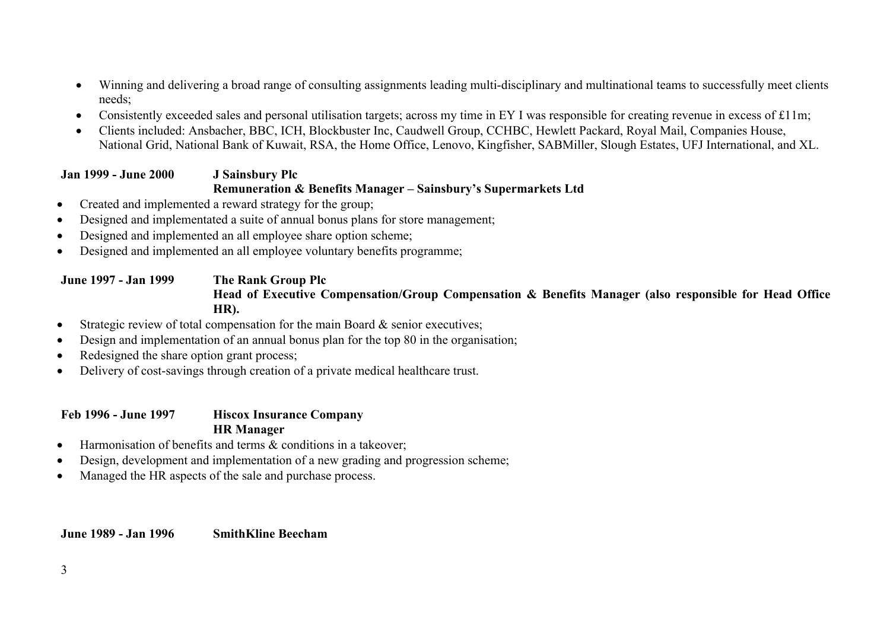- Winning and delivering a broad range of consulting assignments leading multi-disciplinary and multinational teams to successfully meet clients needs;
- Consistently exceeded sales and personal utilisation targets; across my time in EY I was responsible for creating revenue in excess of £11m;
- Clients included: Ansbacher, BBC, ICH, Blockbuster Inc, Caudwell Group, CCHBC, Hewlett Packard, Royal Mail, Companies House, National Grid, National Bank of Kuwait, RSA, the Home Office, Lenovo, Kingfisher, SABMiller, Slough Estates, UFJ International, and XL.

**Jan 1999 - June 2000 J Sainsbury Plc**
**Remuneration & Benefits Manager – Sainsbury's Supermarkets Ltd**

- Created and implemented a reward strategy for the group;
- Designed and implementated a suite of annual bonus plans for store management;
- Designed and implemented an all employee share option scheme;
- Designed and implemented an all employee voluntary benefits programme;

**June 1997 - Jan 1999 The Rank Group Plc**
**Head of Executive Compensation/Group Compensation & Benefits Manager (also responsible for Head Office HR).**

- Strategic review of total compensation for the main Board & senior executives;
- Design and implementation of an annual bonus plan for the top 80 in the organisation;
- Redesigned the share option grant process;
- Delivery of cost-savings through creation of a private medical healthcare trust.

**Feb 1996 - June 1997 Hiscox Insurance Company**
**HR Manager**

- Harmonisation of benefits and terms & conditions in a takeover;
- Design, development and implementation of a new grading and progression scheme;
- Managed the HR aspects of the sale and purchase process.

**June 1989 - Jan 1996 SmithKline Beecham**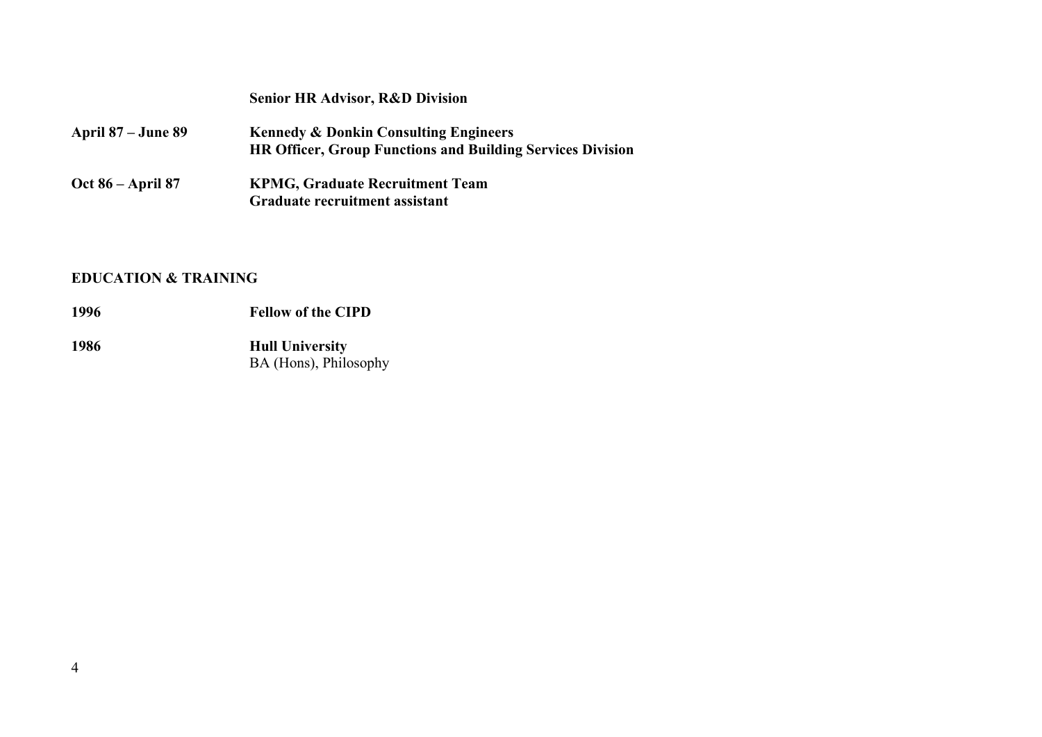**Senior HR Advisor, R&D Division**

| | |
|---|---|
| **April 87 – June 89** | **Kennedy & Donkin Consulting Engineers**<br>**HR Officer, Group Functions and Building Services Division** |
| **Oct 86 – April 87** | **KPMG, Graduate Recruitment Team**<br>**Graduate recruitment assistant** |

**EDUCATION & TRAINING**

| | |
|---|---|
| **1996** | **Fellow of the CIPD** |
| **1986** | **Hull University**<br>BA (Hons), Philosophy |